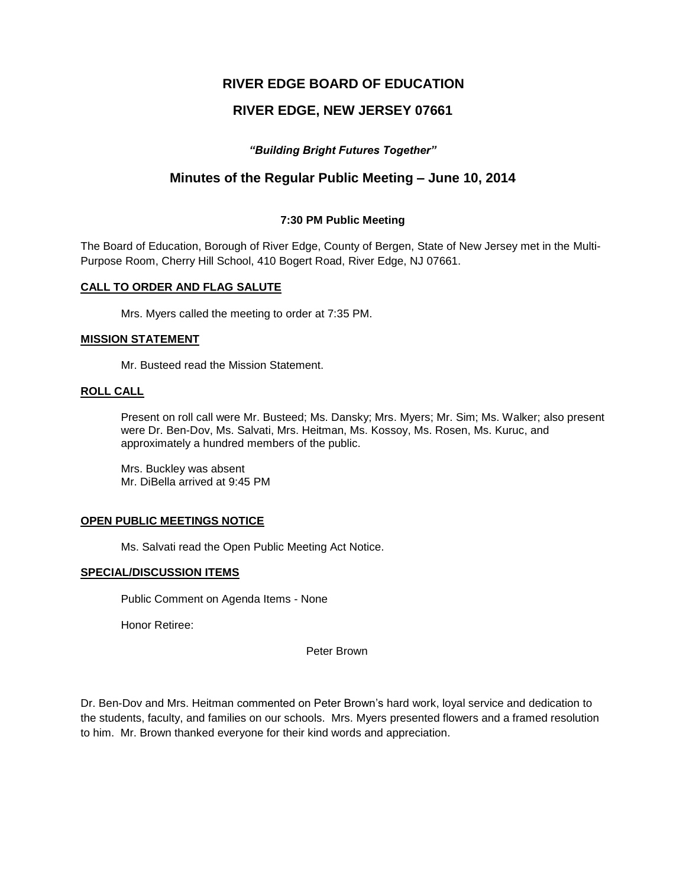# RIVER EDGE BOARD OF EDUCATION

# RIVER EDGE, NEW JERSEY 07661

***"Building Bright Futures Together"***

## Minutes of the Regular Public Meeting – June 10, 2014

**7:30 PM Public Meeting**

The Board of Education, Borough of River Edge, County of Bergen, State of New Jersey met in the Multi-Purpose Room, Cherry Hill School, 410 Bogert Road, River Edge, NJ 07661.

**CALL TO ORDER AND FLAG SALUTE**

Mrs. Myers called the meeting to order at 7:35 PM.

**MISSION STATEMENT**

Mr. Busteed read the Mission Statement.

**ROLL CALL**

Present on roll call were Mr. Busteed; Ms. Dansky; Mrs. Myers; Mr. Sim; Ms. Walker; also present were Dr. Ben-Dov, Ms. Salvati, Mrs. Heitman, Ms. Kossoy, Ms. Rosen, Ms. Kuruc, and approximately a hundred members of the public.

Mrs. Buckley was absent
Mr. DiBella arrived at 9:45 PM

**OPEN PUBLIC MEETINGS NOTICE**

Ms. Salvati read the Open Public Meeting Act Notice.

**SPECIAL/DISCUSSION ITEMS**

Public Comment on Agenda Items - None

Honor Retiree:

Peter Brown

Dr. Ben-Dov and Mrs. Heitman commented on Peter Brown's hard work, loyal service and dedication to the students, faculty, and families on our schools. Mrs. Myers presented flowers and a framed resolution to him. Mr. Brown thanked everyone for their kind words and appreciation.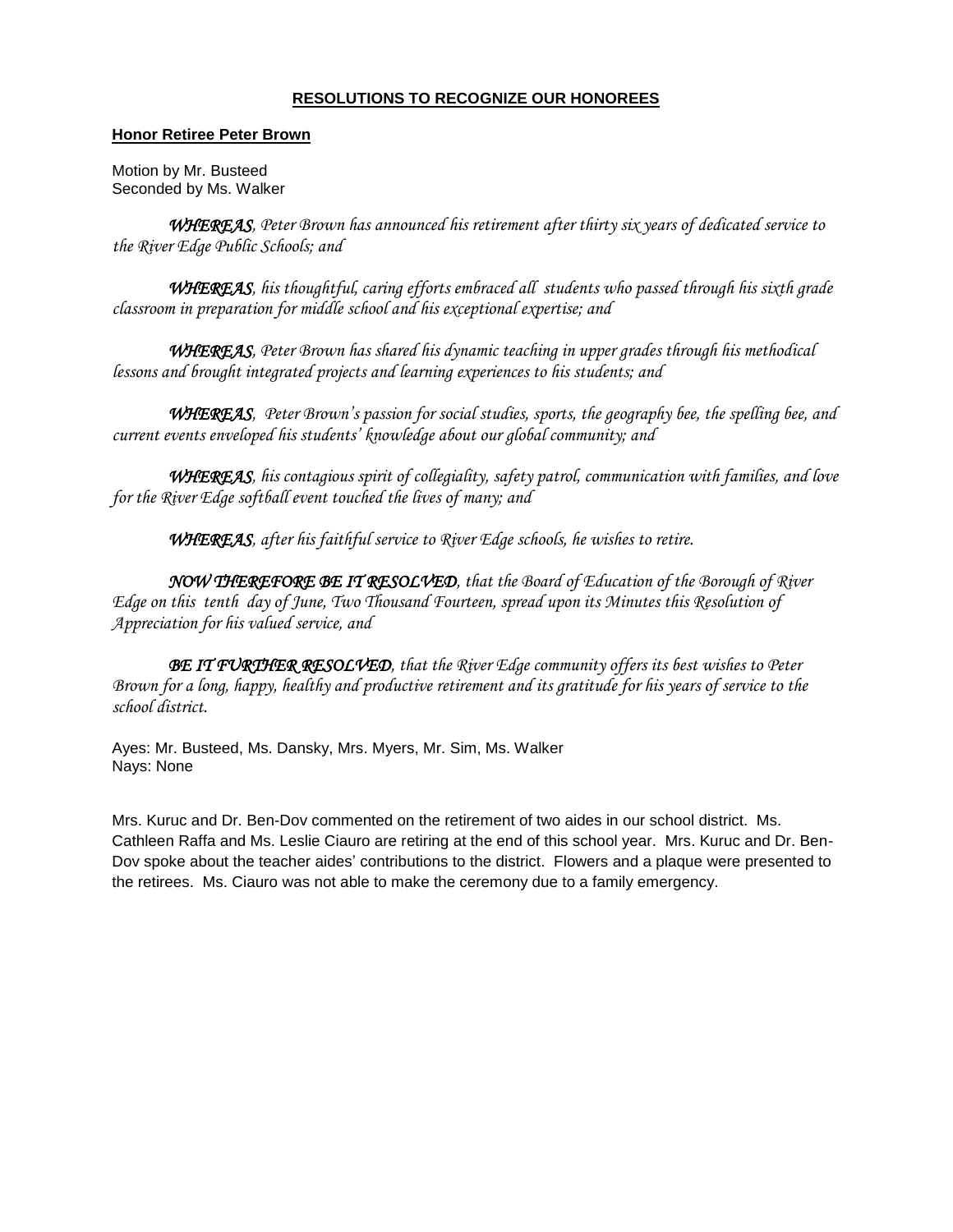## RESOLUTIONS TO RECOGNIZE OUR HONOREES

### Honor Retiree Peter Brown

Motion by Mr. Busteed
Seconded by Ms. Walker

***WHEREAS***, *Peter Brown has announced his retirement after thirty six years of dedicated service to the River Edge Public Schools; and*

***WHEREAS***, *his thoughtful, caring efforts embraced all students who passed through his sixth grade classroom in preparation for middle school and his exceptional expertise; and*

***WHEREAS***, *Peter Brown has shared his dynamic teaching in upper grades through his methodical lessons and brought integrated projects and learning experiences to his students; and*

***WHEREAS***, *Peter Brown's passion for social studies, sports, the geography bee, the spelling bee, and current events enveloped his students' knowledge about our global community; and*

***WHEREAS***, *his contagious spirit of collegiality, safety patrol, communication with families, and love for the River Edge softball event touched the lives of many; and*

***WHEREAS***, *after his faithful service to River Edge schools, he wishes to retire.*

***NOW THEREFORE BE IT RESOLVED***, *that the Board of Education of the Borough of River Edge on this tenth day of June, Two Thousand Fourteen, spread upon its Minutes this Resolution of Appreciation for his valued service, and*

***BE IT FURTHER RESOLVED***, *that the River Edge community offers its best wishes to Peter Brown for a long, happy, healthy and productive retirement and its gratitude for his years of service to the school district.*

Ayes: Mr. Busteed, Ms. Dansky, Mrs. Myers, Mr. Sim, Ms. Walker
Nays: None

Mrs. Kuruc and Dr. Ben-Dov commented on the retirement of two aides in our school district. Ms. Cathleen Raffa and Ms. Leslie Ciauro are retiring at the end of this school year. Mrs. Kuruc and Dr. Ben-Dov spoke about the teacher aides' contributions to the district. Flowers and a plaque were presented to the retirees. Ms. Ciauro was not able to make the ceremony due to a family emergency.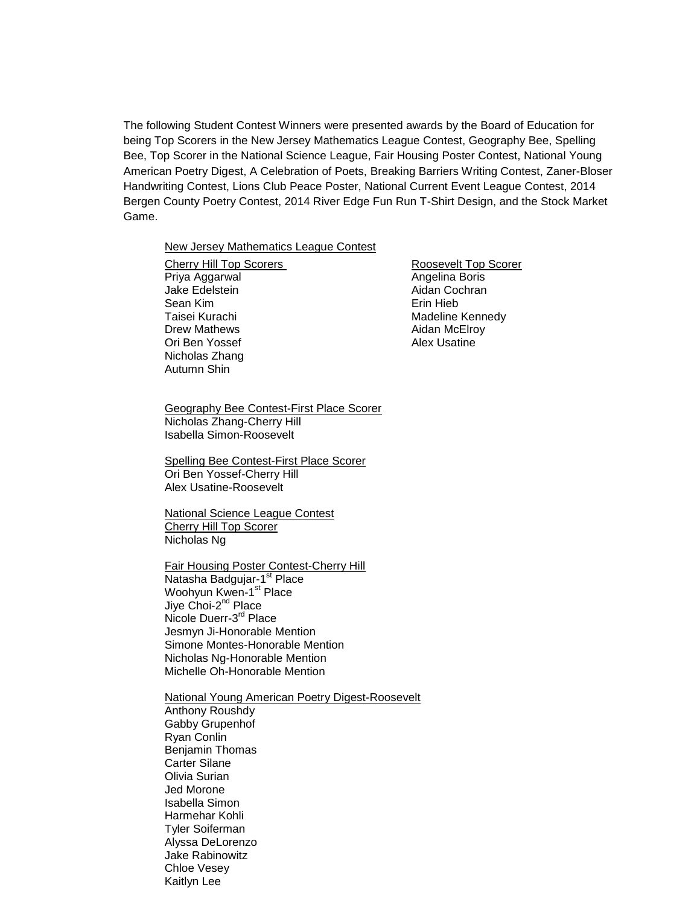The following Student Contest Winners were presented awards by the Board of Education for being Top Scorers in the New Jersey Mathematics League Contest, Geography Bee, Spelling Bee, Top Scorer in the National Science League, Fair Housing Poster Contest, National Young American Poetry Digest, A Celebration of Poets, Breaking Barriers Writing Contest, Zaner-Bloser Handwriting Contest, Lions Club Peace Poster, National Current Event League Contest, 2014 Bergen County Poetry Contest, 2014 River Edge Fun Run T-Shirt Design, and the Stock Market Game.

New Jersey Mathematics League Contest

Cherry Hill Top Scorers
Priya Aggarwal
Jake Edelstein
Sean Kim
Taisei Kurachi
Drew Mathews
Ori Ben Yossef
Nicholas Zhang
Autumn Shin

Roosevelt Top Scorer
Angelina Boris
Aidan Cochran
Erin Hieb
Madeline Kennedy
Aidan McElroy
Alex Usatine

Geography Bee Contest-First Place Scorer
Nicholas Zhang-Cherry Hill
Isabella Simon-Roosevelt

Spelling Bee Contest-First Place Scorer
Ori Ben Yossef-Cherry Hill
Alex Usatine-Roosevelt

National Science League Contest
Cherry Hill Top Scorer
Nicholas Ng

Fair Housing Poster Contest-Cherry Hill
Natasha Badgujar-1st Place
Woohyun Kwen-1st Place
Jiye Choi-2nd Place
Nicole Duerr-3rd Place
Jesmyn Ji-Honorable Mention
Simone Montes-Honorable Mention
Nicholas Ng-Honorable Mention
Michelle Oh-Honorable Mention

National Young American Poetry Digest-Roosevelt
Anthony Roushdy
Gabby Grupenhof
Ryan Conlin
Benjamin Thomas
Carter Silane
Olivia Surian
Jed Morone
Isabella Simon
Harmehar Kohli
Tyler Soiferman
Alyssa DeLorenzo
Jake Rabinowitz
Chloe Vesey
Kaitlyn Lee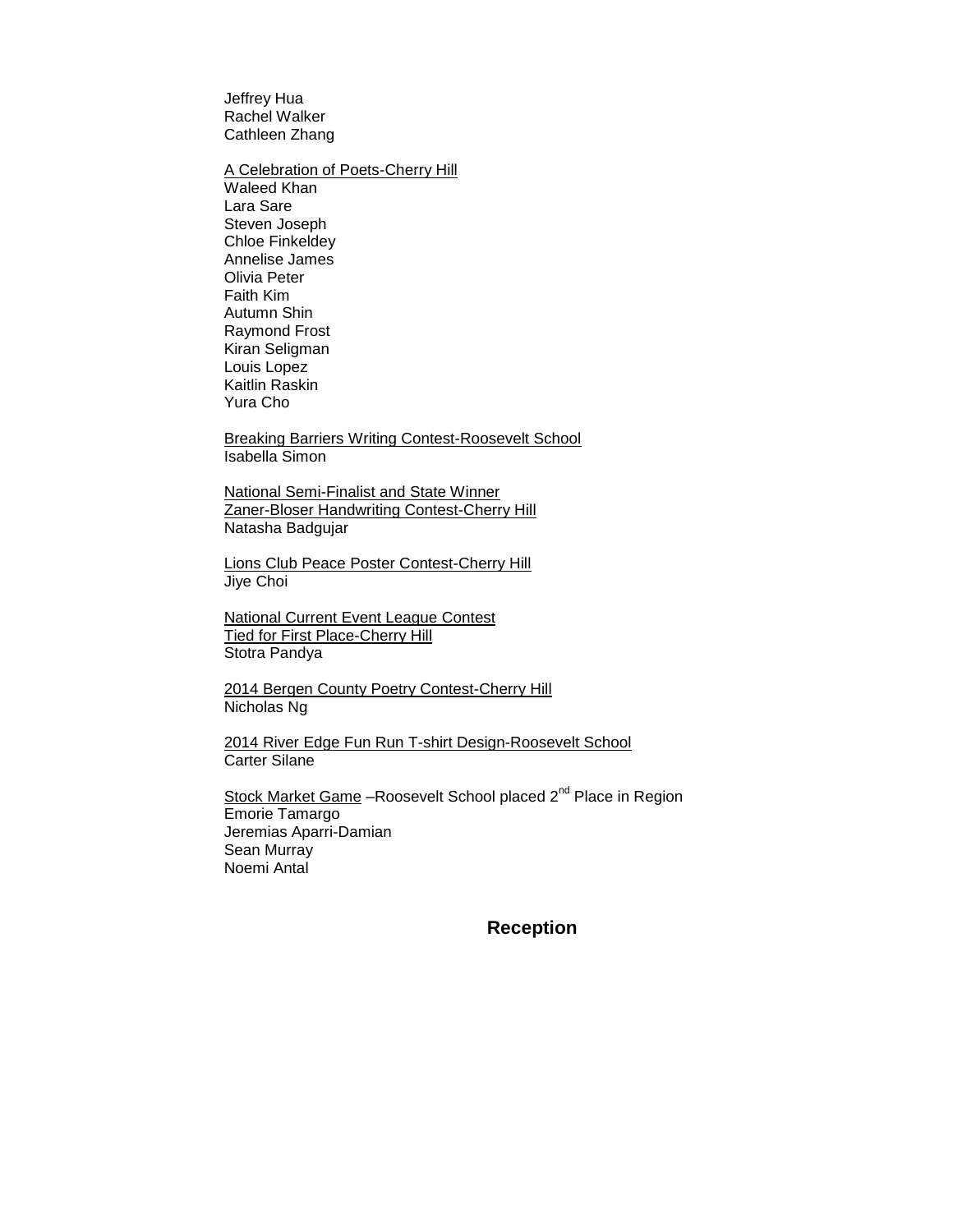Jeffrey Hua
Rachel Walker
Cathleen Zhang

<u>A Celebration of Poets-Cherry Hill</u>
Waleed Khan
Lara Sare
Steven Joseph
Chloe Finkeldey
Annelise James
Olivia Peter
Faith Kim
Autumn Shin
Raymond Frost
Kiran Seligman
Louis Lopez
Kaitlin Raskin
Yura Cho

<u>Breaking Barriers Writing Contest-Roosevelt School</u>
Isabella Simon

<u>National Semi-Finalist and State Winner</u>
<u>Zaner-Bloser Handwriting Contest-Cherry Hill</u>
Natasha Badgujar

<u>Lions Club Peace Poster Contest-Cherry Hill</u>
Jiye Choi

<u>National Current Event League Contest</u>
<u>Tied for First Place-Cherry Hill</u>
Stotra Pandya

<u>2014 Bergen County Poetry Contest-Cherry Hill</u>
Nicholas Ng

<u>2014 River Edge Fun Run T-shirt Design-Roosevelt School</u>
Carter Silane

<u>Stock Market Game</u> –Roosevelt School placed 2nd Place in Region
Emorie Tamargo
Jeremias Aparri-Damian
Sean Murray
Noemi Antal

## Reception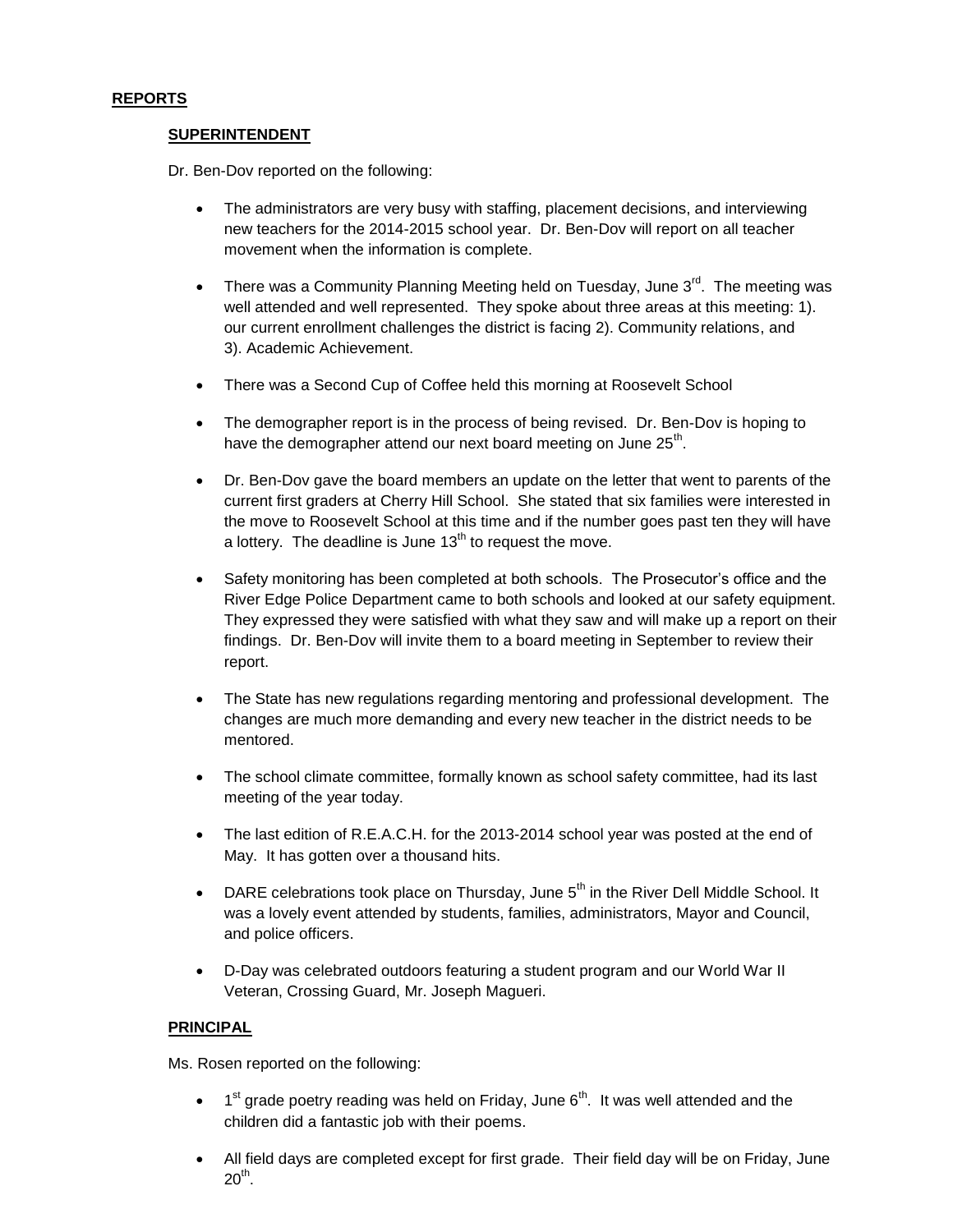## REPORTS

### SUPERINTENDENT

Dr. Ben-Dov reported on the following:

- The administrators are very busy with staffing, placement decisions, and interviewing new teachers for the 2014-2015 school year. Dr. Ben-Dov will report on all teacher movement when the information is complete.

- There was a Community Planning Meeting held on Tuesday, June 3rd. The meeting was well attended and well represented. They spoke about three areas at this meeting: 1). our current enrollment challenges the district is facing 2). Community relations, and 3). Academic Achievement.

- There was a Second Cup of Coffee held this morning at Roosevelt School

- The demographer report is in the process of being revised. Dr. Ben-Dov is hoping to have the demographer attend our next board meeting on June 25th.

- Dr. Ben-Dov gave the board members an update on the letter that went to parents of the current first graders at Cherry Hill School. She stated that six families were interested in the move to Roosevelt School at this time and if the number goes past ten they will have a lottery. The deadline is June 13th to request the move.

- Safety monitoring has been completed at both schools. The Prosecutor's office and the River Edge Police Department came to both schools and looked at our safety equipment. They expressed they were satisfied with what they saw and will make up a report on their findings. Dr. Ben-Dov will invite them to a board meeting in September to review their report.

- The State has new regulations regarding mentoring and professional development. The changes are much more demanding and every new teacher in the district needs to be mentored.

- The school climate committee, formally known as school safety committee, had its last meeting of the year today.

- The last edition of R.E.A.C.H. for the 2013-2014 school year was posted at the end of May. It has gotten over a thousand hits.

- DARE celebrations took place on Thursday, June 5th in the River Dell Middle School. It was a lovely event attended by students, families, administrators, Mayor and Council, and police officers.

- D-Day was celebrated outdoors featuring a student program and our World War II Veteran, Crossing Guard, Mr. Joseph Magueri.

### PRINCIPAL

Ms. Rosen reported on the following:

- 1st grade poetry reading was held on Friday, June 6th. It was well attended and the children did a fantastic job with their poems.

- All field days are completed except for first grade. Their field day will be on Friday, June 20th.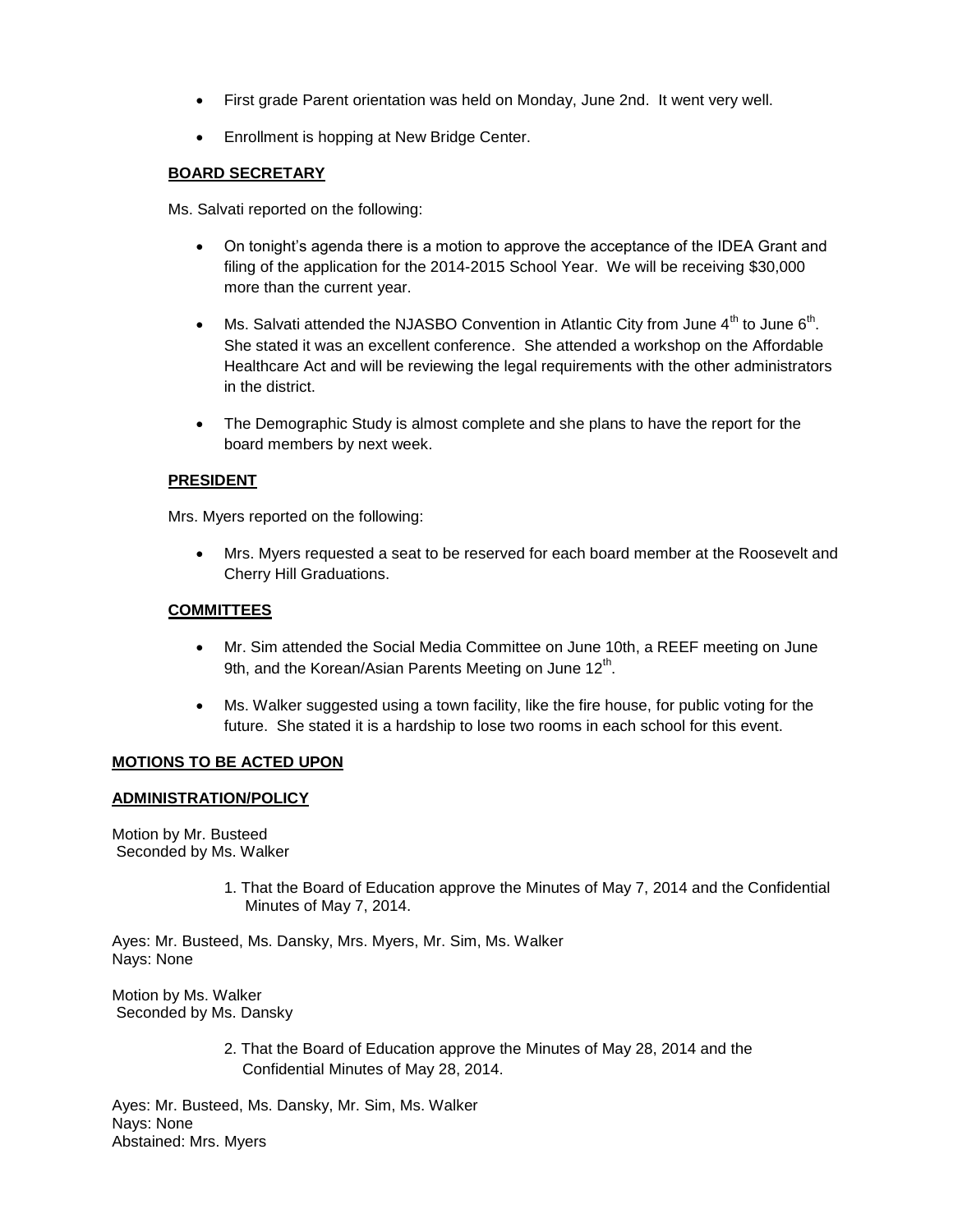- First grade Parent orientation was held on Monday, June 2nd. It went very well.
- Enrollment is hopping at New Bridge Center.

**BOARD SECRETARY**

Ms. Salvati reported on the following:

- On tonight's agenda there is a motion to approve the acceptance of the IDEA Grant and filing of the application for the 2014-2015 School Year. We will be receiving $30,000 more than the current year.
- Ms. Salvati attended the NJASBO Convention in Atlantic City from June 4th to June 6th. She stated it was an excellent conference. She attended a workshop on the Affordable Healthcare Act and will be reviewing the legal requirements with the other administrators in the district.
- The Demographic Study is almost complete and she plans to have the report for the board members by next week.

**PRESIDENT**

Mrs. Myers reported on the following:

- Mrs. Myers requested a seat to be reserved for each board member at the Roosevelt and Cherry Hill Graduations.

**COMMITTEES**

- Mr. Sim attended the Social Media Committee on June 10th, a REEF meeting on June 9th, and the Korean/Asian Parents Meeting on June 12th.
- Ms. Walker suggested using a town facility, like the fire house, for public voting for the future. She stated it is a hardship to lose two rooms in each school for this event.

**MOTIONS TO BE ACTED UPON**

**ADMINISTRATION/POLICY**

Motion by Mr. Busteed
Seconded by Ms. Walker

1. That the Board of Education approve the Minutes of May 7, 2014 and the Confidential Minutes of May 7, 2014.

Ayes: Mr. Busteed, Ms. Dansky, Mrs. Myers, Mr. Sim, Ms. Walker
Nays: None

Motion by Ms. Walker
Seconded by Ms. Dansky

2. That the Board of Education approve the Minutes of May 28, 2014 and the Confidential Minutes of May 28, 2014.

Ayes: Mr. Busteed, Ms. Dansky, Mr. Sim, Ms. Walker
Nays: None
Abstained: Mrs. Myers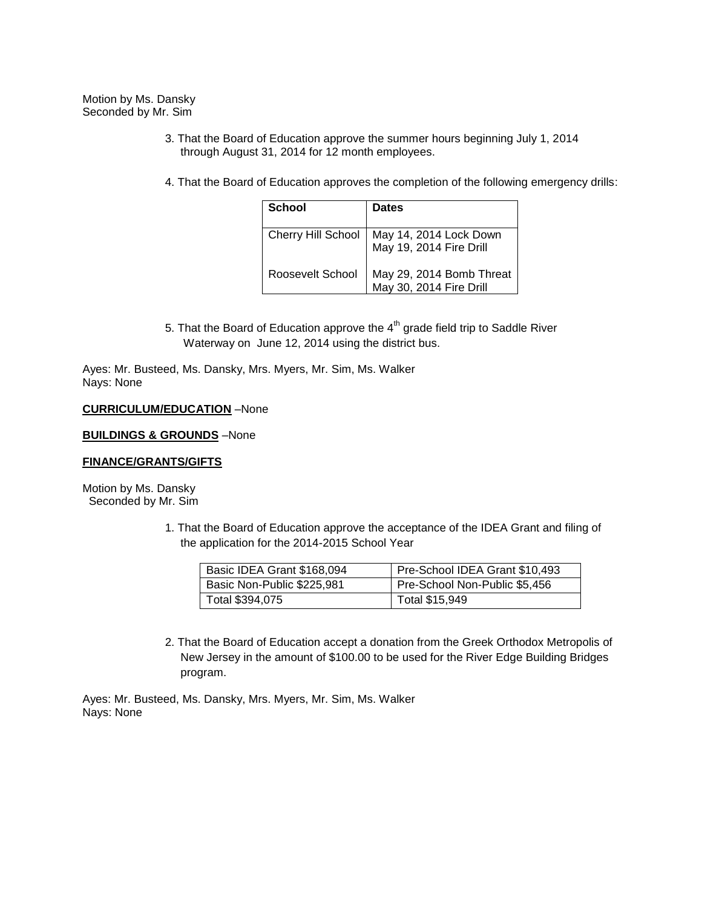Motion by Ms. Dansky
Seconded by Mr. Sim

3. That the Board of Education approve the summer hours beginning July 1, 2014 through August 31, 2014 for 12 month employees.

4. That the Board of Education approves the completion of the following emergency drills:

| School | Dates |
|---|---|
| Cherry Hill School | May 14, 2014 Lock Down<br>May 19, 2014 Fire Drill |
| Roosevelt School | May 29, 2014 Bomb Threat<br>May 30, 2014 Fire Drill |

5. That the Board of Education approve the 4th grade field trip to Saddle River Waterway on June 12, 2014 using the district bus.

Ayes: Mr. Busteed, Ms. Dansky, Mrs. Myers, Mr. Sim, Ms. Walker
Nays: None

**CURRICULUM/EDUCATION** –None

**BUILDINGS & GROUNDS** –None

**FINANCE/GRANTS/GIFTS**

Motion by Ms. Dansky
Seconded by Mr. Sim

1. That the Board of Education approve the acceptance of the IDEA Grant and filing of the application for the 2014-2015 School Year

| Basic IDEA Grant $168,094 | Pre-School IDEA Grant $10,493 |
|---|---|
| Basic Non-Public $225,981 | Pre-School Non-Public $5,456 |
| Total $394,075 | Total $15,949 |

2. That the Board of Education accept a donation from the Greek Orthodox Metropolis of New Jersey in the amount of $100.00 to be used for the River Edge Building Bridges program.

Ayes: Mr. Busteed, Ms. Dansky, Mrs. Myers, Mr. Sim, Ms. Walker
Nays: None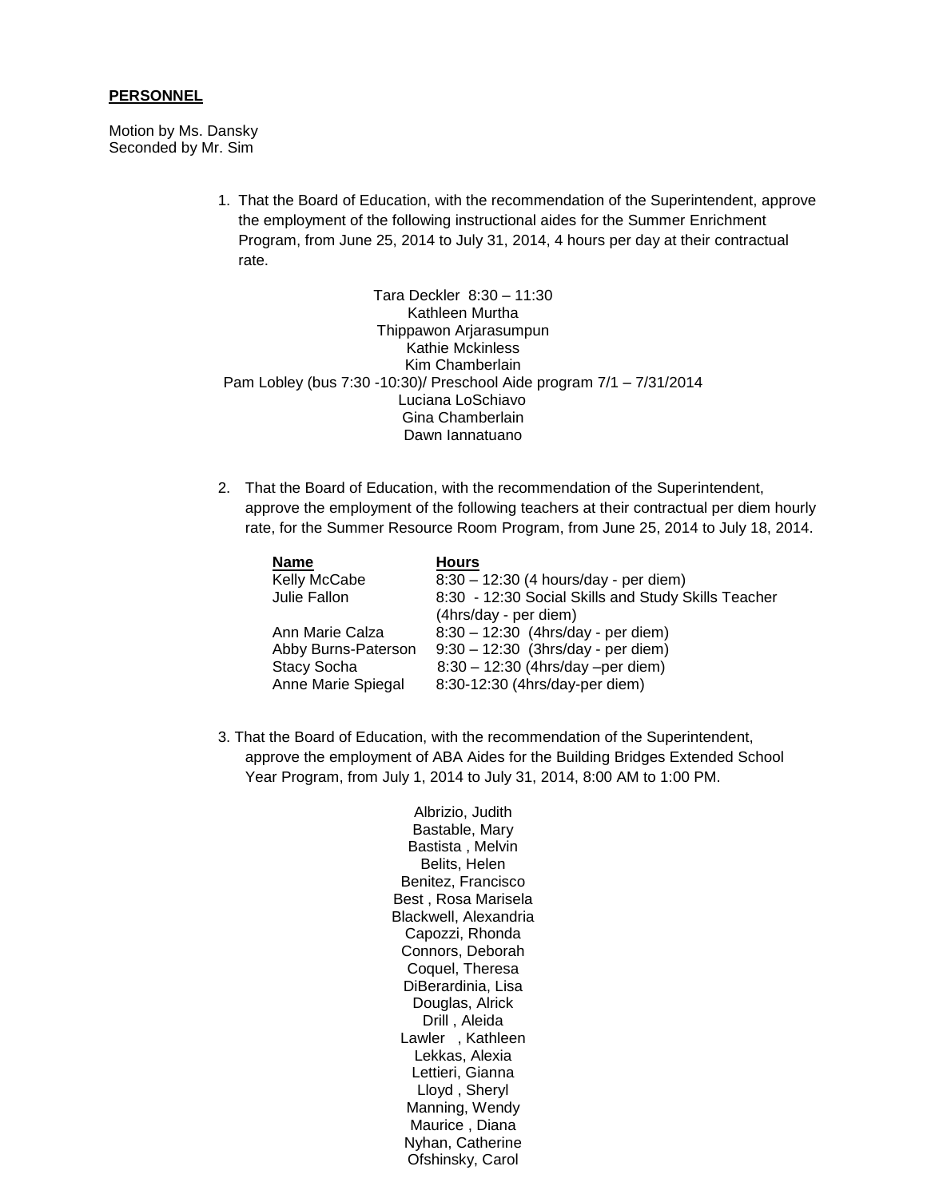**PERSONNEL**

Motion by Ms. Dansky
Seconded by Mr. Sim

1. That the Board of Education, with the recommendation of the Superintendent, approve the employment of the following instructional aides for the Summer Enrichment Program, from June 25, 2014 to July 31, 2014, 4 hours per day at their contractual rate.

   Tara Deckler 8:30 – 11:30
   Kathleen Murtha
   Thippawon Arjarasumpun
   Kathie Mckinless
   Kim Chamberlain
   Pam Lobley (bus 7:30 -10:30)/ Preschool Aide program 7/1 – 7/31/2014
   Luciana LoSchiavo
   Gina Chamberlain
   Dawn Iannatuano

2. That the Board of Education, with the recommendation of the Superintendent, approve the employment of the following teachers at their contractual per diem hourly rate, for the Summer Resource Room Program, from June 25, 2014 to July 18, 2014.

| Name | Hours |
|---|---|
| Kelly McCabe | 8:30 – 12:30 (4 hours/day - per diem) |
| Julie Fallon | 8:30 - 12:30 Social Skills and Study Skills Teacher (4hrs/day - per diem) |
| Ann Marie Calza | 8:30 – 12:30 (4hrs/day - per diem) |
| Abby Burns-Paterson | 9:30 – 12:30 (3hrs/day - per diem) |
| Stacy Socha | 8:30 – 12:30 (4hrs/day –per diem) |
| Anne Marie Spiegal | 8:30-12:30 (4hrs/day-per diem) |

3. That the Board of Education, with the recommendation of the Superintendent, approve the employment of ABA Aides for the Building Bridges Extended School Year Program, from July 1, 2014 to July 31, 2014, 8:00 AM to 1:00 PM.

   Albrizio, Judith
   Bastable, Mary
   Bastista , Melvin
   Belits, Helen
   Benitez, Francisco
   Best , Rosa Marisela
   Blackwell, Alexandria
   Capozzi, Rhonda
   Connors, Deborah
   Coquel, Theresa
   DiBerardinia, Lisa
   Douglas, Alrick
   Drill , Aleida
   Lawler , Kathleen
   Lekkas, Alexia
   Lettieri, Gianna
   Lloyd , Sheryl
   Manning, Wendy
   Maurice , Diana
   Nyhan, Catherine
   Ofshinsky, Carol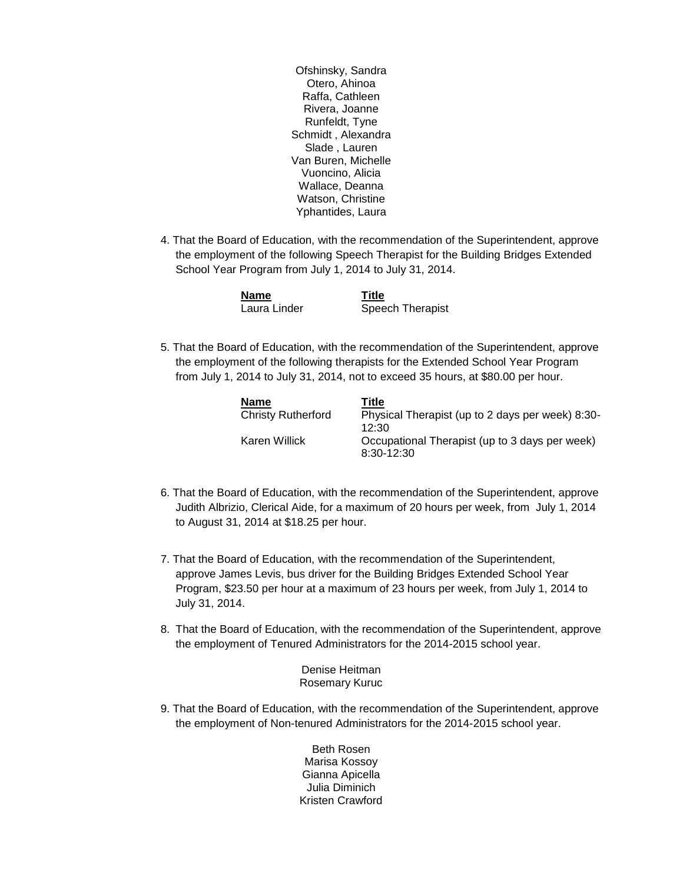Ofshinsky, Sandra
Otero, Ahinoa
Raffa, Cathleen
Rivera, Joanne
Runfeldt, Tyne
Schmidt , Alexandra
Slade , Lauren
Van Buren, Michelle
Vuoncino, Alicia
Wallace, Deanna
Watson, Christine
Yphantides, Laura

4. That the Board of Education, with the recommendation of the Superintendent, approve the employment of the following Speech Therapist for the Building Bridges Extended School Year Program from July 1, 2014 to July 31, 2014.

| **Name** | **Title** |
|---|---|
| Laura Linder | Speech Therapist |

5. That the Board of Education, with the recommendation of the Superintendent, approve the employment of the following therapists for the Extended School Year Program from July 1, 2014 to July 31, 2014, not to exceed 35 hours, at $80.00 per hour.

| **Name** | **Title** |
|---|---|
| Christy Rutherford | Physical Therapist (up to 2 days per week) 8:30-12:30 |
| Karen Willick | Occupational Therapist (up to 3 days per week) 8:30-12:30 |

6. That the Board of Education, with the recommendation of the Superintendent, approve Judith Albrizio, Clerical Aide, for a maximum of 20 hours per week, from July 1, 2014 to August 31, 2014 at $18.25 per hour.

7. That the Board of Education, with the recommendation of the Superintendent, approve James Levis, bus driver for the Building Bridges Extended School Year Program, $23.50 per hour at a maximum of 23 hours per week, from July 1, 2014 to July 31, 2014.

8. That the Board of Education, with the recommendation of the Superintendent, approve the employment of Tenured Administrators for the 2014-2015 school year.

Denise Heitman
Rosemary Kuruc

9. That the Board of Education, with the recommendation of the Superintendent, approve the employment of Non-tenured Administrators for the 2014-2015 school year.

Beth Rosen
Marisa Kossoy
Gianna Apicella
Julia Diminich
Kristen Crawford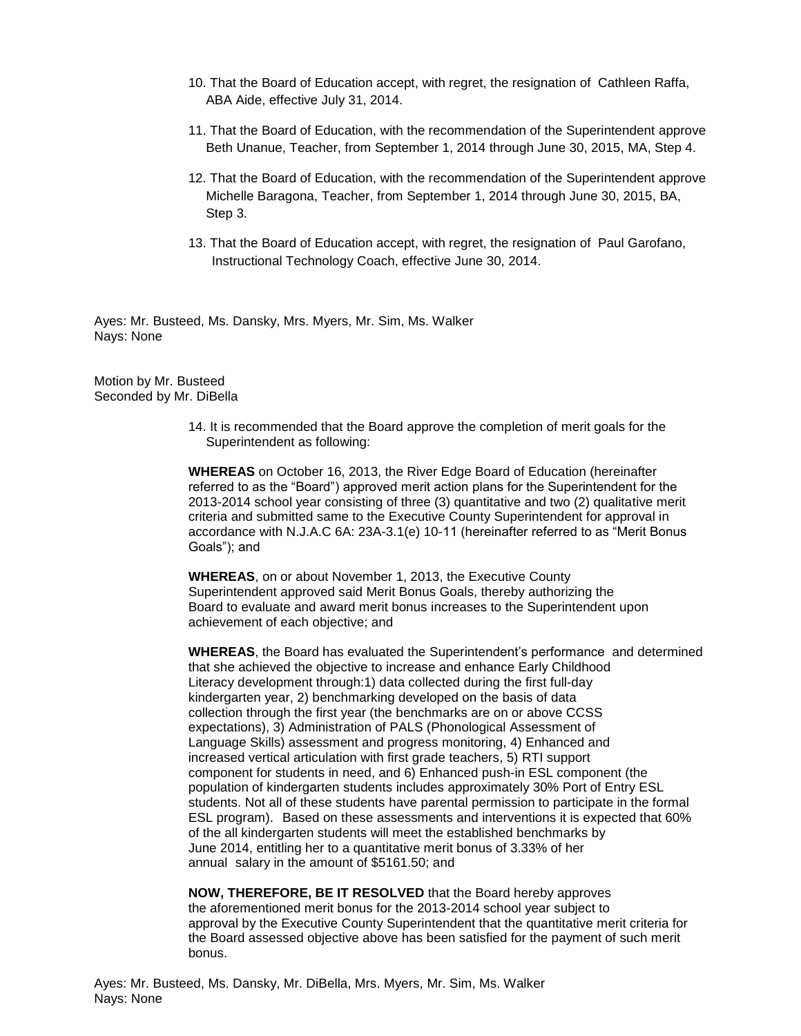10. That the Board of Education accept, with regret, the resignation of Cathleen Raffa, ABA Aide, effective July 31, 2014.

11. That the Board of Education, with the recommendation of the Superintendent approve Beth Unanue, Teacher, from September 1, 2014 through June 30, 2015, MA, Step 4.

12. That the Board of Education, with the recommendation of the Superintendent approve Michelle Baragona, Teacher, from September 1, 2014 through June 30, 2015, BA, Step 3.

13. That the Board of Education accept, with regret, the resignation of Paul Garofano, Instructional Technology Coach, effective June 30, 2014.

Ayes: Mr. Busteed, Ms. Dansky, Mrs. Myers, Mr. Sim, Ms. Walker
Nays: None

Motion by Mr. Busteed
Seconded by Mr. DiBella

14. It is recommended that the Board approve the completion of merit goals for the Superintendent as following:

**WHEREAS** on October 16, 2013, the River Edge Board of Education (hereinafter referred to as the "Board") approved merit action plans for the Superintendent for the 2013-2014 school year consisting of three (3) quantitative and two (2) qualitative merit criteria and submitted same to the Executive County Superintendent for approval in accordance with N.J.A.C 6A: 23A-3.1(e) 10-11 (hereinafter referred to as "Merit Bonus Goals"); and

**WHEREAS**, on or about November 1, 2013, the Executive County Superintendent approved said Merit Bonus Goals, thereby authorizing the Board to evaluate and award merit bonus increases to the Superintendent upon achievement of each objective; and

**WHEREAS**, the Board has evaluated the Superintendent's performance and determined that she achieved the objective to increase and enhance Early Childhood Literacy development through:1) data collected during the first full-day kindergarten year, 2) benchmarking developed on the basis of data collection through the first year (the benchmarks are on or above CCSS expectations), 3) Administration of PALS (Phonological Assessment of Language Skills) assessment and progress monitoring, 4) Enhanced and increased vertical articulation with first grade teachers, 5) RTI support component for students in need, and 6) Enhanced push-in ESL component (the population of kindergarten students includes approximately 30% Port of Entry ESL students. Not all of these students have parental permission to participate in the formal ESL program). Based on these assessments and interventions it is expected that 60% of the all kindergarten students will meet the established benchmarks by June 2014, entitling her to a quantitative merit bonus of 3.33% of her annual salary in the amount of $5161.50; and

**NOW, THEREFORE, BE IT RESOLVED** that the Board hereby approves the aforementioned merit bonus for the 2013-2014 school year subject to approval by the Executive County Superintendent that the quantitative merit criteria for the Board assessed objective above has been satisfied for the payment of such merit bonus.

Ayes: Mr. Busteed, Ms. Dansky, Mr. DiBella, Mrs. Myers, Mr. Sim, Ms. Walker
Nays: None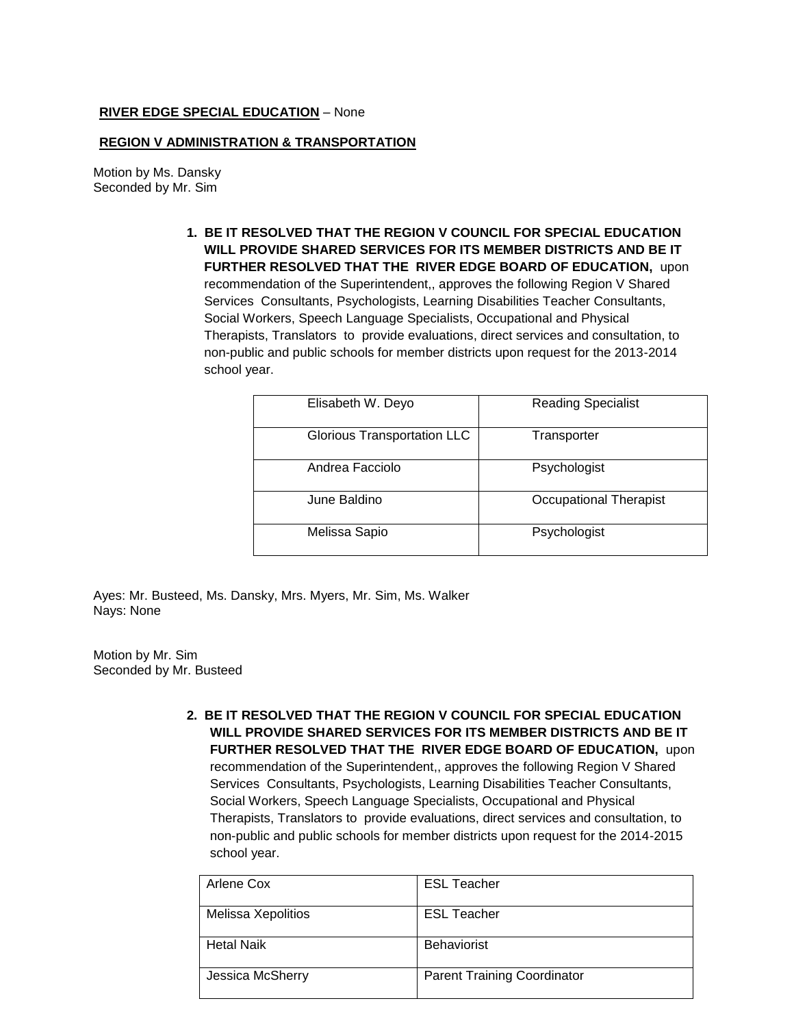**RIVER EDGE SPECIAL EDUCATION** – None

**REGION V ADMINISTRATION & TRANSPORTATION**

Motion by Ms. Dansky
Seconded by Mr. Sim

1. **BE IT RESOLVED THAT THE REGION V COUNCIL FOR SPECIAL EDUCATION WILL PROVIDE SHARED SERVICES FOR ITS MEMBER DISTRICTS AND BE IT FURTHER RESOLVED THAT THE RIVER EDGE BOARD OF EDUCATION,** upon recommendation of the Superintendent,, approves the following Region V Shared Services Consultants, Psychologists, Learning Disabilities Teacher Consultants, Social Workers, Speech Language Specialists, Occupational and Physical Therapists, Translators to provide evaluations, direct services and consultation, to non-public and public schools for member districts upon request for the 2013-2014 school year.

| | |
|---|---|
| Elisabeth W. Deyo | Reading Specialist |
| Glorious Transportation LLC | Transporter |
| Andrea Facciolo | Psychologist |
| June Baldino | Occupational Therapist |
| Melissa Sapio | Psychologist |

Ayes: Mr. Busteed, Ms. Dansky, Mrs. Myers, Mr. Sim, Ms. Walker
Nays: None

Motion by Mr. Sim
Seconded by Mr. Busteed

2. **BE IT RESOLVED THAT THE REGION V COUNCIL FOR SPECIAL EDUCATION WILL PROVIDE SHARED SERVICES FOR ITS MEMBER DISTRICTS AND BE IT FURTHER RESOLVED THAT THE RIVER EDGE BOARD OF EDUCATION,** upon recommendation of the Superintendent,, approves the following Region V Shared Services Consultants, Psychologists, Learning Disabilities Teacher Consultants, Social Workers, Speech Language Specialists, Occupational and Physical Therapists, Translators to provide evaluations, direct services and consultation, to non-public and public schools for member districts upon request for the 2014-2015 school year.

| | |
|---|---|
| Arlene Cox | ESL Teacher |
| Melissa Xepolitios | ESL Teacher |
| Hetal Naik | Behaviorist |
| Jessica McSherry | Parent Training Coordinator |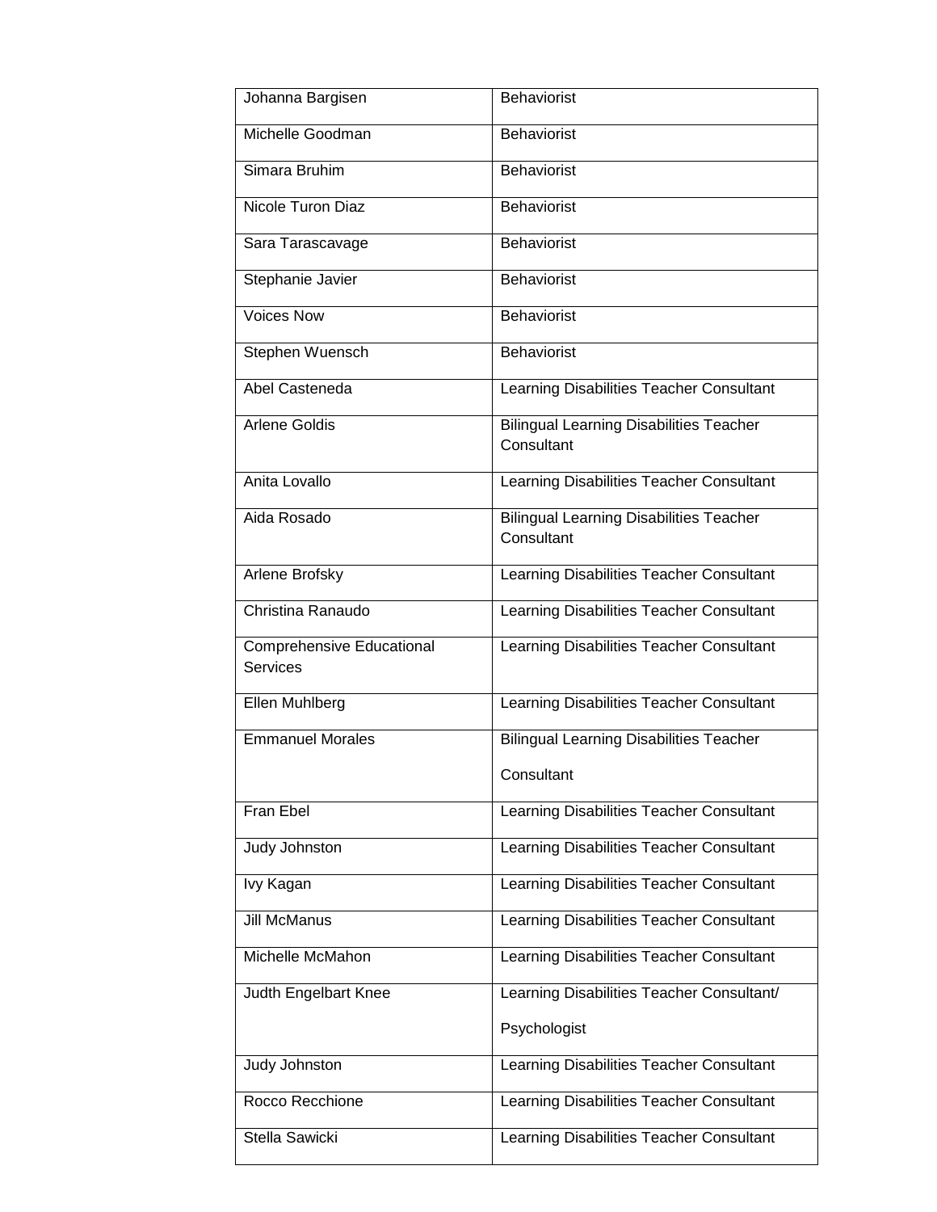| Johanna Bargisen | Behaviorist |
|---|---|
| Michelle Goodman | Behaviorist |
| Simara Bruhim | Behaviorist |
| Nicole Turon Diaz | Behaviorist |
| Sara Tarascavage | Behaviorist |
| Stephanie Javier | Behaviorist |
| Voices Now | Behaviorist |
| Stephen Wuensch | Behaviorist |
| Abel Casteneda | Learning Disabilities Teacher Consultant |
| Arlene Goldis | Bilingual Learning Disabilities Teacher Consultant |
| Anita Lovallo | Learning Disabilities Teacher Consultant |
| Aida Rosado | Bilingual Learning Disabilities Teacher Consultant |
| Arlene Brofsky | Learning Disabilities Teacher Consultant |
| Christina Ranaudo | Learning Disabilities Teacher Consultant |
| Comprehensive Educational Services | Learning Disabilities Teacher Consultant |
| Ellen Muhlberg | Learning Disabilities Teacher Consultant |
| Emmanuel Morales | Bilingual Learning Disabilities Teacher Consultant |
| Fran Ebel | Learning Disabilities Teacher Consultant |
| Judy Johnston | Learning Disabilities Teacher Consultant |
| Ivy Kagan | Learning Disabilities Teacher Consultant |
| Jill McManus | Learning Disabilities Teacher Consultant |
| Michelle McMahon | Learning Disabilities Teacher Consultant |
| Judth Engelbart Knee | Learning Disabilities Teacher Consultant/ Psychologist |
| Judy Johnston | Learning Disabilities Teacher Consultant |
| Rocco Recchione | Learning Disabilities Teacher Consultant |
| Stella Sawicki | Learning Disabilities Teacher Consultant |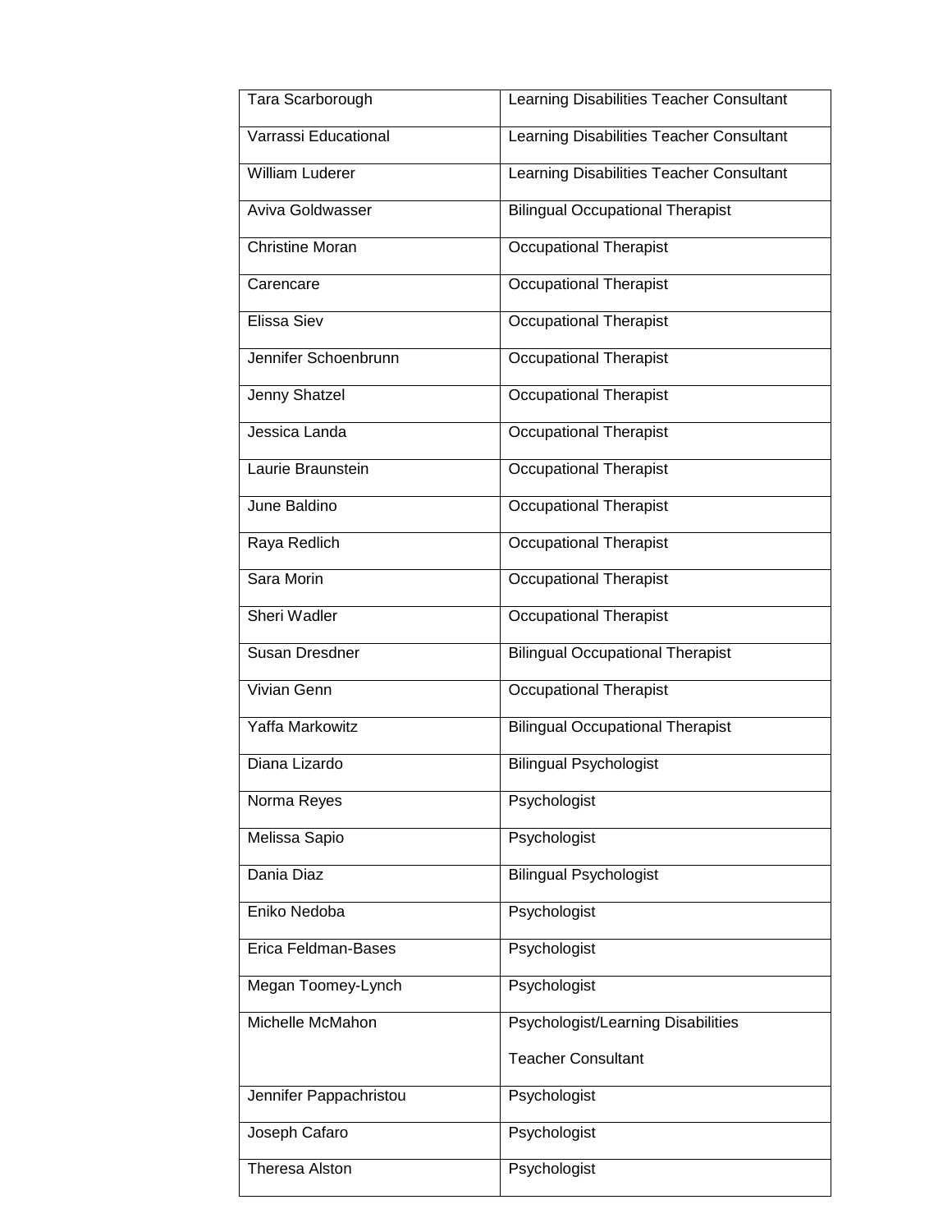| | |
|---|---|
| Tara Scarborough | Learning Disabilities Teacher Consultant |
| Varrassi Educational | Learning Disabilities Teacher Consultant |
| William Luderer | Learning Disabilities Teacher Consultant |
| Aviva Goldwasser | Bilingual Occupational Therapist |
| Christine Moran | Occupational Therapist |
| Carencare | Occupational Therapist |
| Elissa Siev | Occupational Therapist |
| Jennifer Schoenbrunn | Occupational Therapist |
| Jenny Shatzel | Occupational Therapist |
| Jessica Landa | Occupational Therapist |
| Laurie Braunstein | Occupational Therapist |
| June Baldino | Occupational Therapist |
| Raya Redlich | Occupational Therapist |
| Sara Morin | Occupational Therapist |
| Sheri Wadler | Occupational Therapist |
| Susan Dresdner | Bilingual Occupational Therapist |
| Vivian Genn | Occupational Therapist |
| Yaffa Markowitz | Bilingual Occupational Therapist |
| Diana Lizardo | Bilingual Psychologist |
| Norma Reyes | Psychologist |
| Melissa Sapio | Psychologist |
| Dania Diaz | Bilingual Psychologist |
| Eniko Nedoba | Psychologist |
| Erica Feldman-Bases | Psychologist |
| Megan Toomey-Lynch | Psychologist |
| Michelle McMahon | Psychologist/Learning Disabilities Teacher Consultant |
| Jennifer Pappachristou | Psychologist |
| Joseph Cafaro | Psychologist |
| Theresa Alston | Psychologist |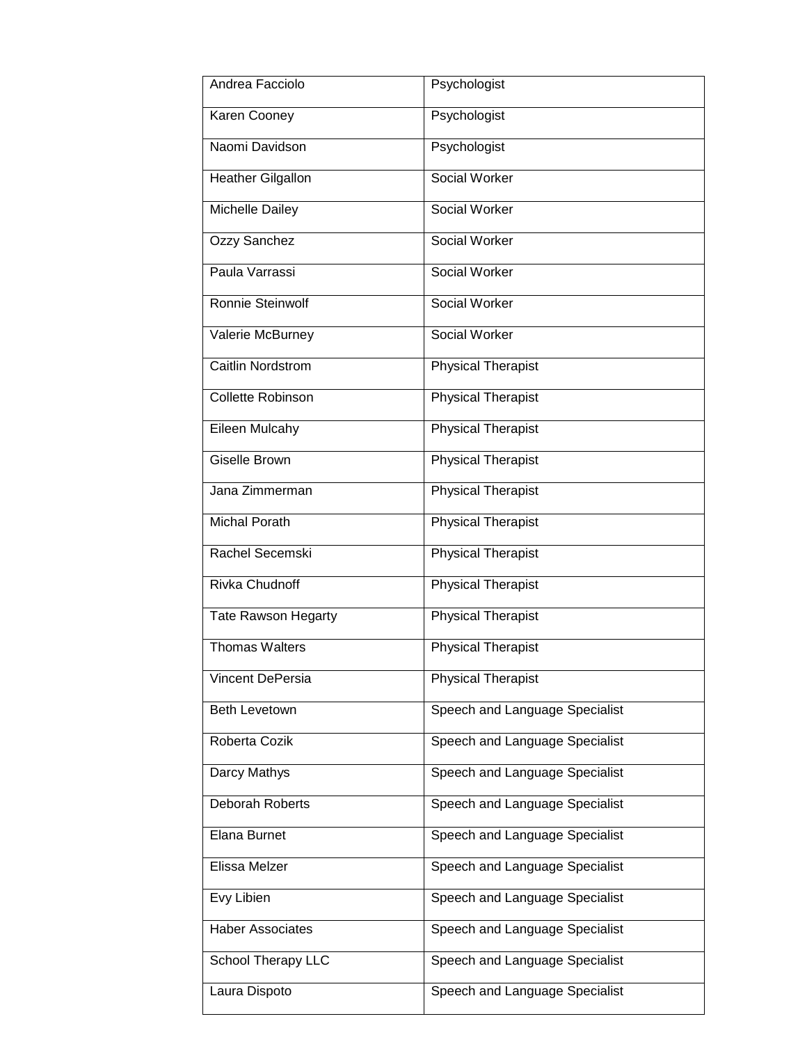| | |
|---|---|
| Andrea Facciolo | Psychologist |
| Karen Cooney | Psychologist |
| Naomi Davidson | Psychologist |
| Heather Gilgallon | Social Worker |
| Michelle Dailey | Social Worker |
| Ozzy Sanchez | Social Worker |
| Paula Varrassi | Social Worker |
| Ronnie Steinwolf | Social Worker |
| Valerie McBurney | Social Worker |
| Caitlin Nordstrom | Physical Therapist |
| Collette Robinson | Physical Therapist |
| Eileen Mulcahy | Physical Therapist |
| Giselle Brown | Physical Therapist |
| Jana Zimmerman | Physical Therapist |
| Michal Porath | Physical Therapist |
| Rachel Secemski | Physical Therapist |
| Rivka Chudnoff | Physical Therapist |
| Tate Rawson Hegarty | Physical Therapist |
| Thomas Walters | Physical Therapist |
| Vincent DePersia | Physical Therapist |
| Beth Levetown | Speech and Language Specialist |
| Roberta Cozik | Speech and Language Specialist |
| Darcy Mathys | Speech and Language Specialist |
| Deborah Roberts | Speech and Language Specialist |
| Elana Burnet | Speech and Language Specialist |
| Elissa Melzer | Speech and Language Specialist |
| Evy Libien | Speech and Language Specialist |
| Haber Associates | Speech and Language Specialist |
| School Therapy LLC | Speech and Language Specialist |
| Laura Dispoto | Speech and Language Specialist |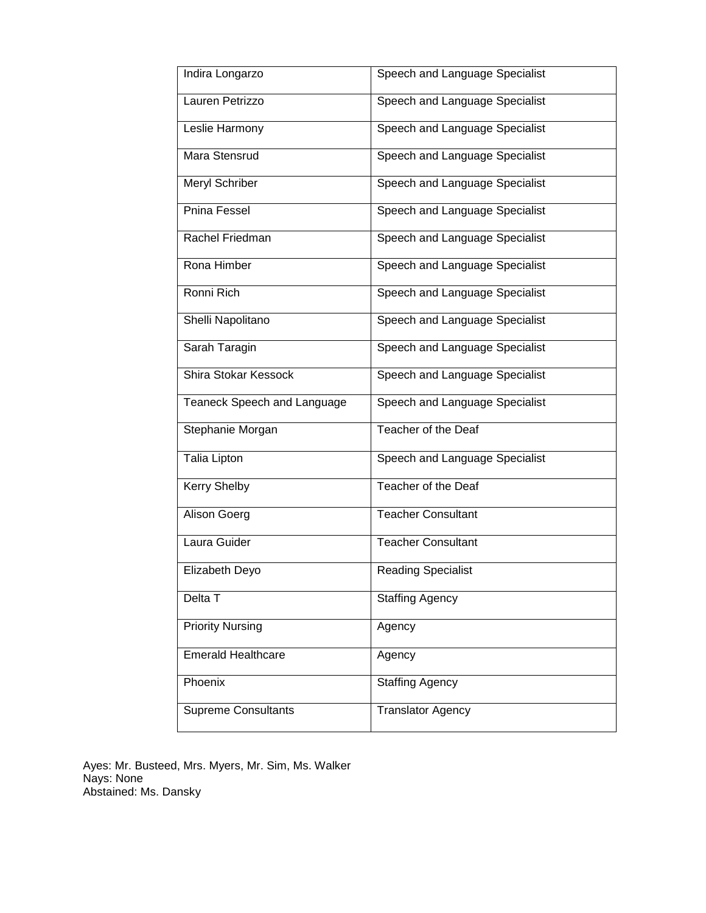| Indira Longarzo | Speech and Language Specialist |
|---|---|
| Lauren Petrizzo | Speech and Language Specialist |
| Leslie Harmony | Speech and Language Specialist |
| Mara Stensrud | Speech and Language Specialist |
| Meryl Schriber | Speech and Language Specialist |
| Pnina Fessel | Speech and Language Specialist |
| Rachel Friedman | Speech and Language Specialist |
| Rona Himber | Speech and Language Specialist |
| Ronni Rich | Speech and Language Specialist |
| Shelli Napolitano | Speech and Language Specialist |
| Sarah Taragin | Speech and Language Specialist |
| Shira Stokar Kessock | Speech and Language Specialist |
| Teaneck Speech and Language | Speech and Language Specialist |
| Stephanie Morgan | Teacher of the Deaf |
| Talia Lipton | Speech and Language Specialist |
| Kerry Shelby | Teacher of the Deaf |
| Alison Goerg | Teacher Consultant |
| Laura Guider | Teacher Consultant |
| Elizabeth Deyo | Reading Specialist |
| Delta T | Staffing Agency |
| Priority Nursing | Agency |
| Emerald Healthcare | Agency |
| Phoenix | Staffing Agency |
| Supreme Consultants | Translator Agency |

Ayes: Mr. Busteed, Mrs. Myers, Mr. Sim, Ms. Walker
Nays: None
Abstained: Ms. Dansky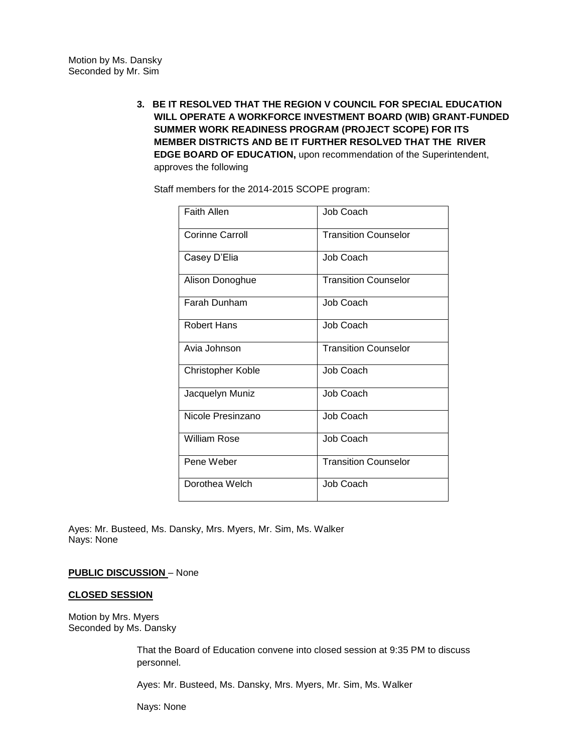Motion by Ms. Dansky
Seconded by Mr. Sim

3. **BE IT RESOLVED THAT THE REGION V COUNCIL FOR SPECIAL EDUCATION WILL OPERATE A WORKFORCE INVESTMENT BOARD (WIB) GRANT-FUNDED SUMMER WORK READINESS PROGRAM (PROJECT SCOPE) FOR ITS MEMBER DISTRICTS AND BE IT FURTHER RESOLVED THAT THE RIVER EDGE BOARD OF EDUCATION,** upon recommendation of the Superintendent, approves the following

   Staff members for the 2014-2015 SCOPE program:

| | |
|---|---|
| Faith Allen | Job Coach |
| Corinne Carroll | Transition Counselor |
| Casey D'Elia | Job Coach |
| Alison Donoghue | Transition Counselor |
| Farah Dunham | Job Coach |
| Robert Hans | Job Coach |
| Avia Johnson | Transition Counselor |
| Christopher Koble | Job Coach |
| Jacquelyn Muniz | Job Coach |
| Nicole Presinzano | Job Coach |
| William Rose | Job Coach |
| Pene Weber | Transition Counselor |
| Dorothea Welch | Job Coach |

Ayes: Mr. Busteed, Ms. Dansky, Mrs. Myers, Mr. Sim, Ms. Walker
Nays: None

**PUBLIC DISCUSSION** – None

**CLOSED SESSION**

Motion by Mrs. Myers
Seconded by Ms. Dansky

That the Board of Education convene into closed session at 9:35 PM to discuss personnel.

Ayes: Mr. Busteed, Ms. Dansky, Mrs. Myers, Mr. Sim, Ms. Walker

Nays: None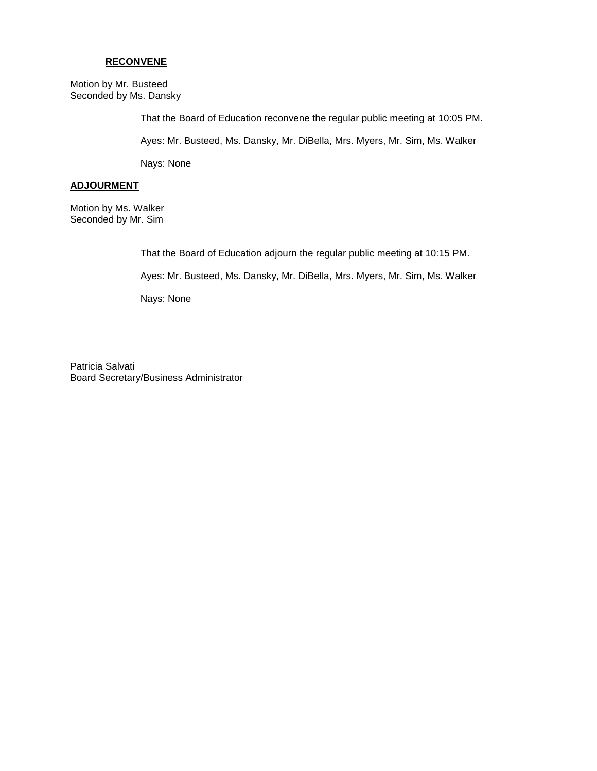**RECONVENE**

Motion by Mr. Busteed  
Seconded by Ms. Dansky

That the Board of Education reconvene the regular public meeting at 10:05 PM.

Ayes: Mr. Busteed, Ms. Dansky, Mr. DiBella, Mrs. Myers, Mr. Sim, Ms. Walker

Nays: None

**ADJOURMENT**

Motion by Ms. Walker  
Seconded by Mr. Sim

That the Board of Education adjourn the regular public meeting at 10:15 PM.

Ayes: Mr. Busteed, Ms. Dansky, Mr. DiBella, Mrs. Myers, Mr. Sim, Ms. Walker

Nays: None

Patricia Salvati  
Board Secretary/Business Administrator